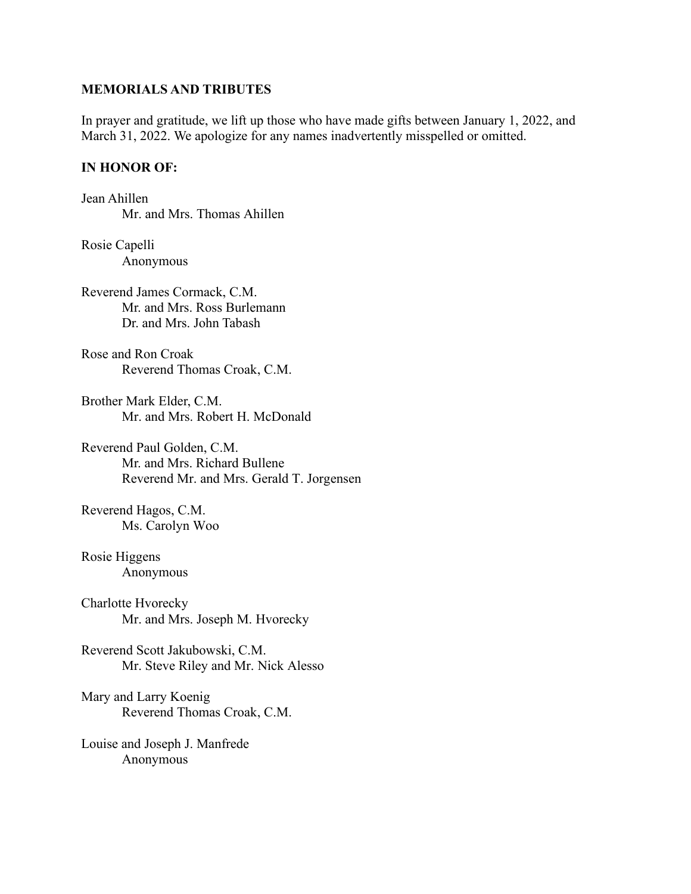**MEMORIALS AND TRIBUTES**

In prayer and gratitude, we lift up those who have made gifts between January 1, 2022, and March 31, 2022. We apologize for any names inadvertently misspelled or omitted.

**IN HONOR OF:**

Jean Ahillen
    Mr. and Mrs. Thomas Ahillen

Rosie Capelli
    Anonymous

Reverend James Cormack, C.M.
    Mr. and Mrs. Ross Burlemann
    Dr. and Mrs. John Tabash

Rose and Ron Croak
    Reverend Thomas Croak, C.M.

Brother Mark Elder, C.M.
    Mr. and Mrs. Robert H. McDonald

Reverend Paul Golden, C.M.
    Mr. and Mrs. Richard Bullene
    Reverend Mr. and Mrs. Gerald T. Jorgensen

Reverend Hagos, C.M.
    Ms. Carolyn Woo

Rosie Higgens
    Anonymous

Charlotte Hvorecky
    Mr. and Mrs. Joseph M. Hvorecky

Reverend Scott Jakubowski, C.M.
    Mr. Steve Riley and Mr. Nick Alesso

Mary and Larry Koenig
    Reverend Thomas Croak, C.M.

Louise and Joseph J. Manfrede
    Anonymous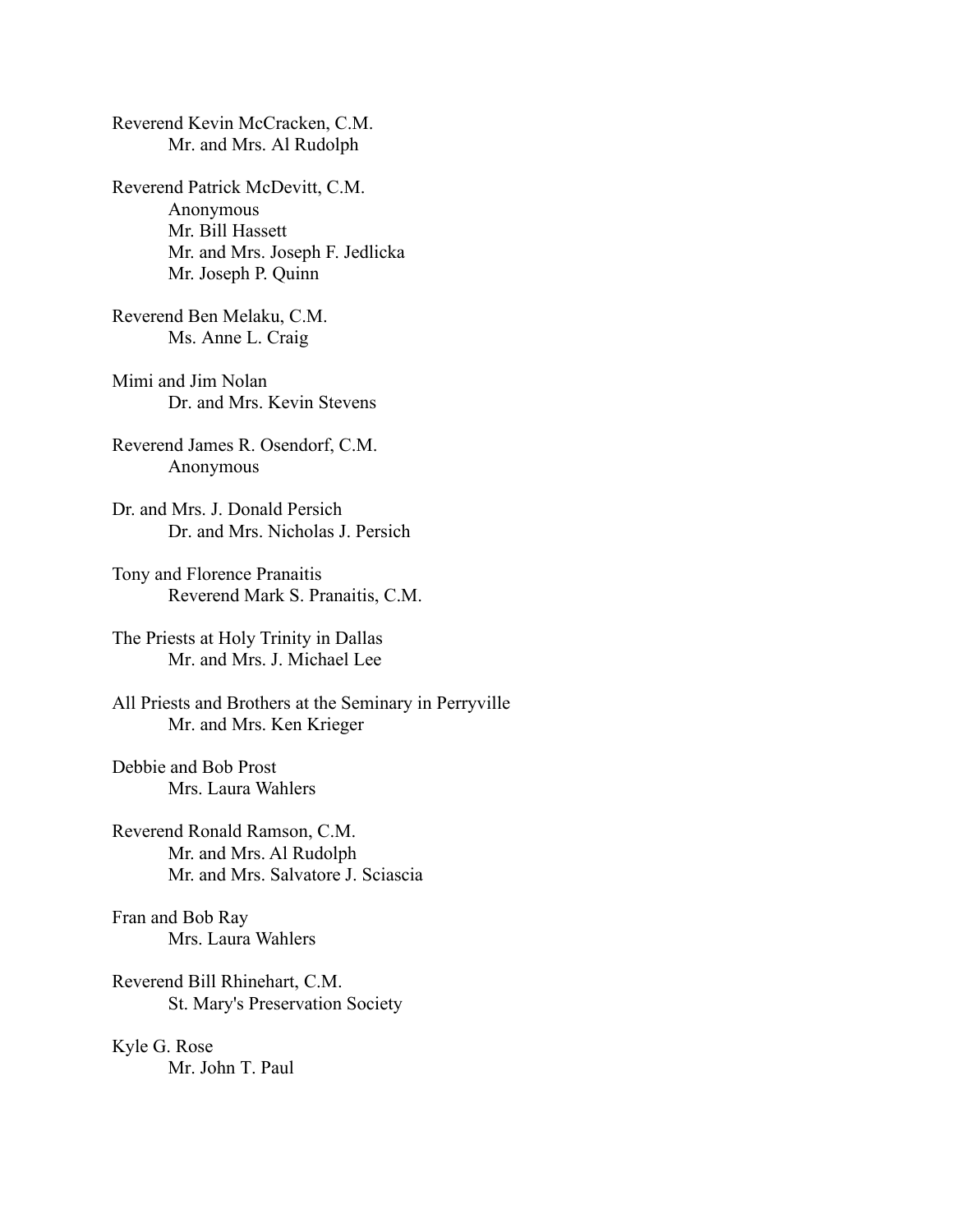Reverend Kevin McCracken, C.M.
- Mr. and Mrs. Al Rudolph

Reverend Patrick McDevitt, C.M.
- Anonymous
- Mr. Bill Hassett
- Mr. and Mrs. Joseph F. Jedlicka
- Mr. Joseph P. Quinn

Reverend Ben Melaku, C.M.
- Ms. Anne L. Craig

Mimi and Jim Nolan
- Dr. and Mrs. Kevin Stevens

Reverend James R. Osendorf, C.M.
- Anonymous

Dr. and Mrs. J. Donald Persich
- Dr. and Mrs. Nicholas J. Persich

Tony and Florence Pranaitis
- Reverend Mark S. Pranaitis, C.M.

The Priests at Holy Trinity in Dallas
- Mr. and Mrs. J. Michael Lee

All Priests and Brothers at the Seminary in Perryville
- Mr. and Mrs. Ken Krieger

Debbie and Bob Prost
- Mrs. Laura Wahlers

Reverend Ronald Ramson, C.M.
- Mr. and Mrs. Al Rudolph
- Mr. and Mrs. Salvatore J. Sciascia

Fran and Bob Ray
- Mrs. Laura Wahlers

Reverend Bill Rhinehart, C.M.
- St. Mary's Preservation Society

Kyle G. Rose
- Mr. John T. Paul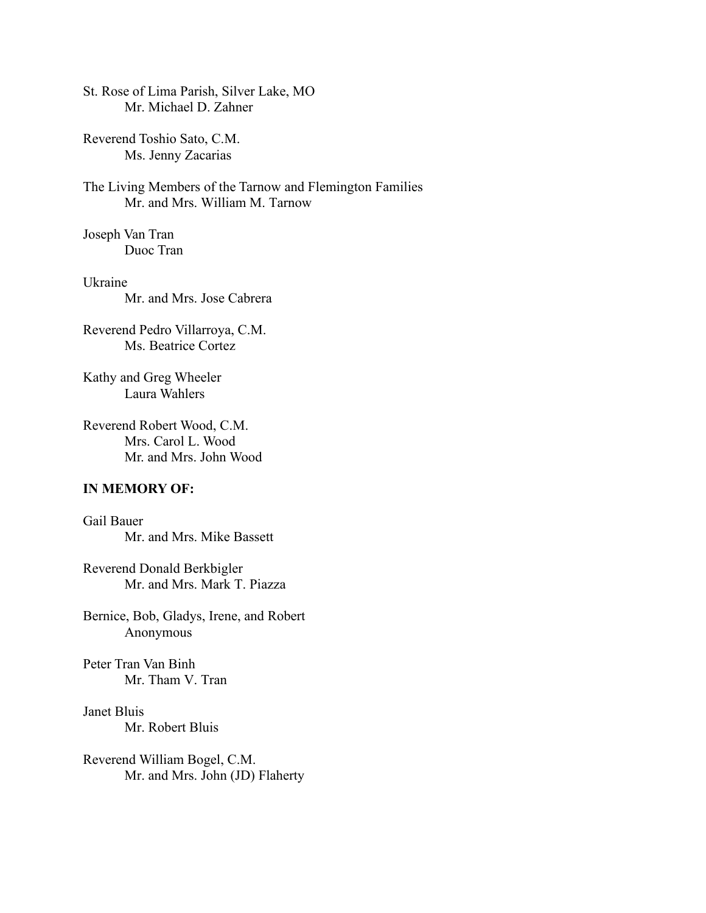St. Rose of Lima Parish, Silver Lake, MO
    Mr. Michael D. Zahner

Reverend Toshio Sato, C.M.
    Ms. Jenny Zacarias

The Living Members of the Tarnow and Flemington Families
    Mr. and Mrs. William M. Tarnow

Joseph Van Tran
    Duoc Tran

Ukraine
    Mr. and Mrs. Jose Cabrera

Reverend Pedro Villarroya, C.M.
    Ms. Beatrice Cortez

Kathy and Greg Wheeler
    Laura Wahlers

Reverend Robert Wood, C.M.
    Mrs. Carol L. Wood
    Mr. and Mrs. John Wood

**IN MEMORY OF:**

Gail Bauer
    Mr. and Mrs. Mike Bassett

Reverend Donald Berkbigler
    Mr. and Mrs. Mark T. Piazza

Bernice, Bob, Gladys, Irene, and Robert
    Anonymous

Peter Tran Van Binh
    Mr. Tham V. Tran

Janet Bluis
    Mr. Robert Bluis

Reverend William Bogel, C.M.
    Mr. and Mrs. John (JD) Flaherty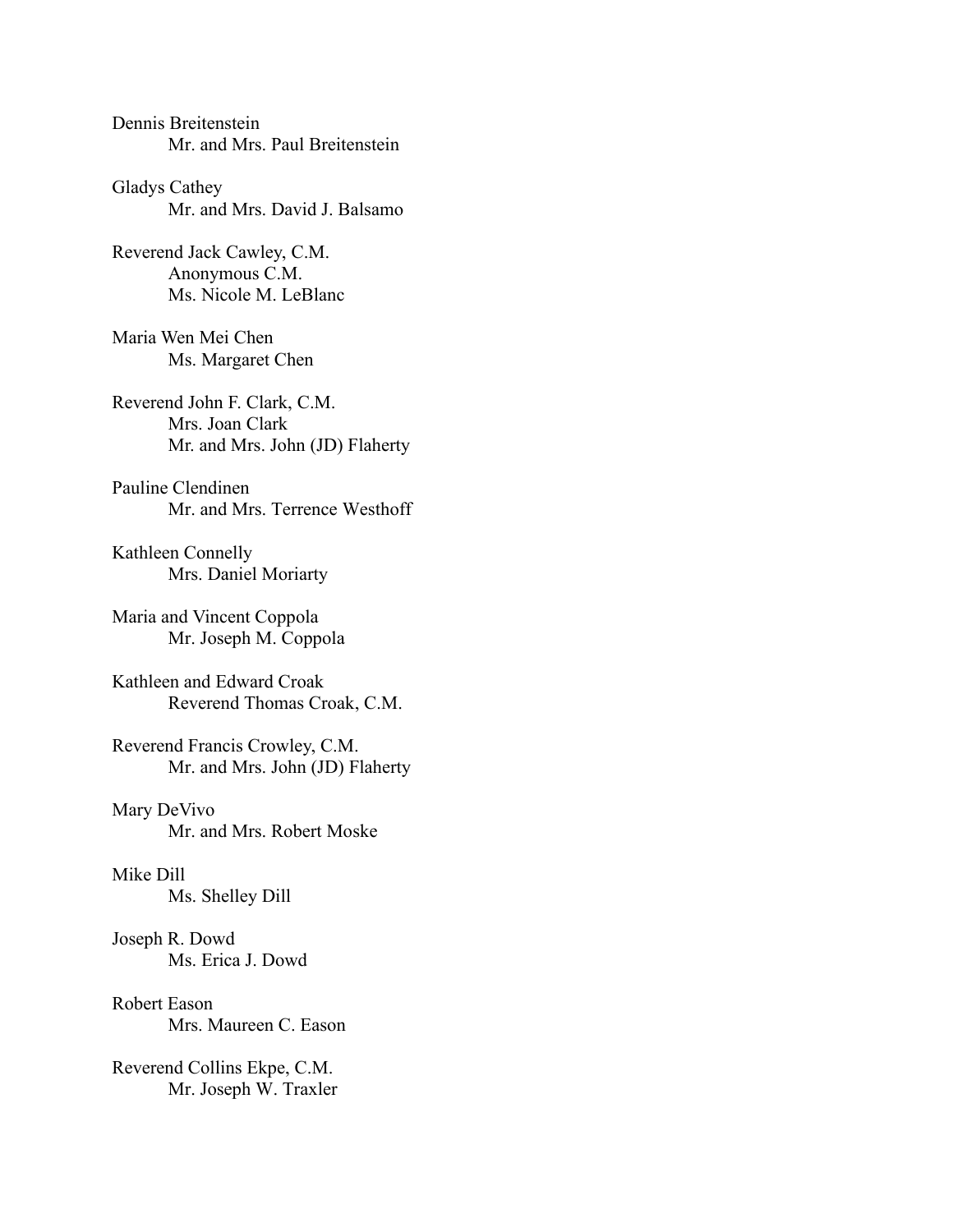Dennis Breitenstein
- Mr. and Mrs. Paul Breitenstein

Gladys Cathey
- Mr. and Mrs. David J. Balsamo

Reverend Jack Cawley, C.M.
- Anonymous C.M.
- Ms. Nicole M. LeBlanc

Maria Wen Mei Chen
- Ms. Margaret Chen

Reverend John F. Clark, C.M.
- Mrs. Joan Clark
- Mr. and Mrs. John (JD) Flaherty

Pauline Clendinen
- Mr. and Mrs. Terrence Westhoff

Kathleen Connelly
- Mrs. Daniel Moriarty

Maria and Vincent Coppola
- Mr. Joseph M. Coppola

Kathleen and Edward Croak
- Reverend Thomas Croak, C.M.

Reverend Francis Crowley, C.M.
- Mr. and Mrs. John (JD) Flaherty

Mary DeVivo
- Mr. and Mrs. Robert Moske

Mike Dill
- Ms. Shelley Dill

Joseph R. Dowd
- Ms. Erica J. Dowd

Robert Eason
- Mrs. Maureen C. Eason

Reverend Collins Ekpe, C.M.
- Mr. Joseph W. Traxler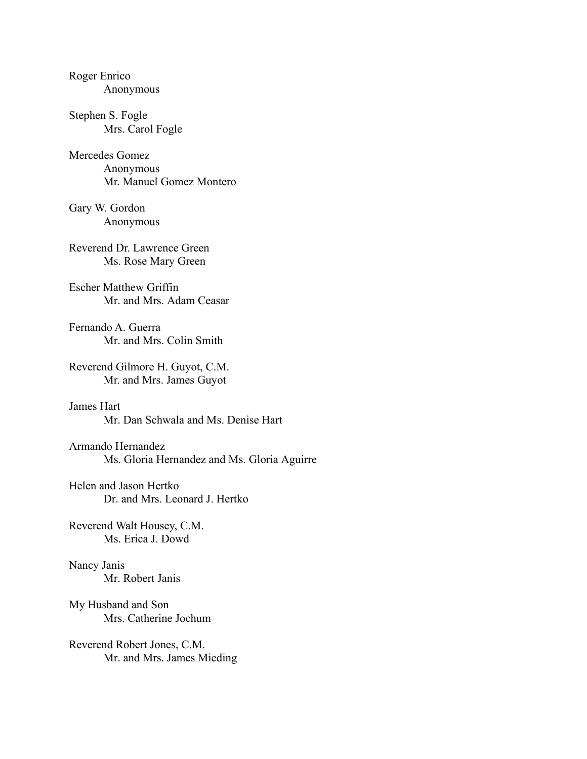Roger Enrico
    Anonymous

Stephen S. Fogle
    Mrs. Carol Fogle

Mercedes Gomez
    Anonymous
    Mr. Manuel Gomez Montero

Gary W. Gordon
    Anonymous

Reverend Dr. Lawrence Green
    Ms. Rose Mary Green

Escher Matthew Griffin
    Mr. and Mrs. Adam Ceasar

Fernando A. Guerra
    Mr. and Mrs. Colin Smith

Reverend Gilmore H. Guyot, C.M.
    Mr. and Mrs. James Guyot

James Hart
    Mr. Dan Schwala and Ms. Denise Hart

Armando Hernandez
    Ms. Gloria Hernandez and Ms. Gloria Aguirre

Helen and Jason Hertko
    Dr. and Mrs. Leonard J. Hertko

Reverend Walt Housey, C.M.
    Ms. Erica J. Dowd

Nancy Janis
    Mr. Robert Janis

My Husband and Son
    Mrs. Catherine Jochum

Reverend Robert Jones, C.M.
    Mr. and Mrs. James Mieding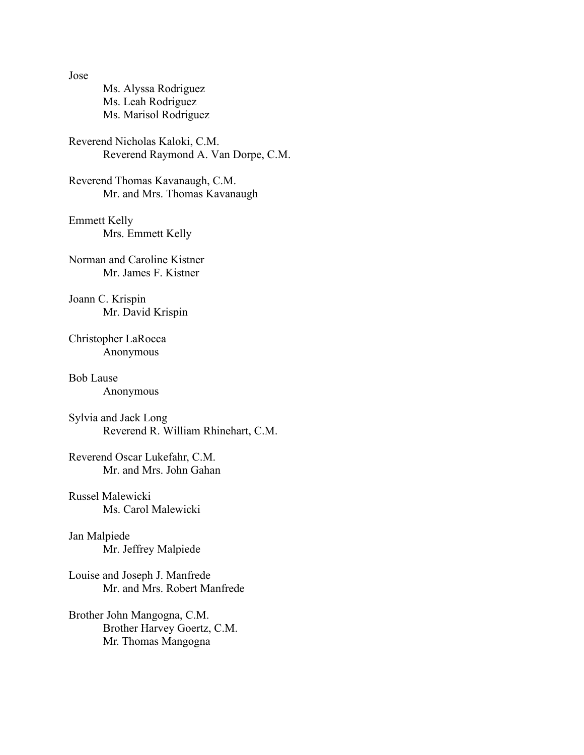Jose

    Ms. Alyssa Rodriguez
    Ms. Leah Rodriguez
    Ms. Marisol Rodriguez

Reverend Nicholas Kaloki, C.M.

    Reverend Raymond A. Van Dorpe, C.M.

Reverend Thomas Kavanaugh, C.M.

    Mr. and Mrs. Thomas Kavanaugh

Emmett Kelly

    Mrs. Emmett Kelly

Norman and Caroline Kistner

    Mr. James F. Kistner

Joann C. Krispin

    Mr. David Krispin

Christopher LaRocca

    Anonymous

Bob Lause

    Anonymous

Sylvia and Jack Long

    Reverend R. William Rhinehart, C.M.

Reverend Oscar Lukefahr, C.M.

    Mr. and Mrs. John Gahan

Russel Malewicki

    Ms. Carol Malewicki

Jan Malpiede

    Mr. Jeffrey Malpiede

Louise and Joseph J. Manfrede

    Mr. and Mrs. Robert Manfrede

Brother John Mangogna, C.M.

    Brother Harvey Goertz, C.M.
    Mr. Thomas Mangogna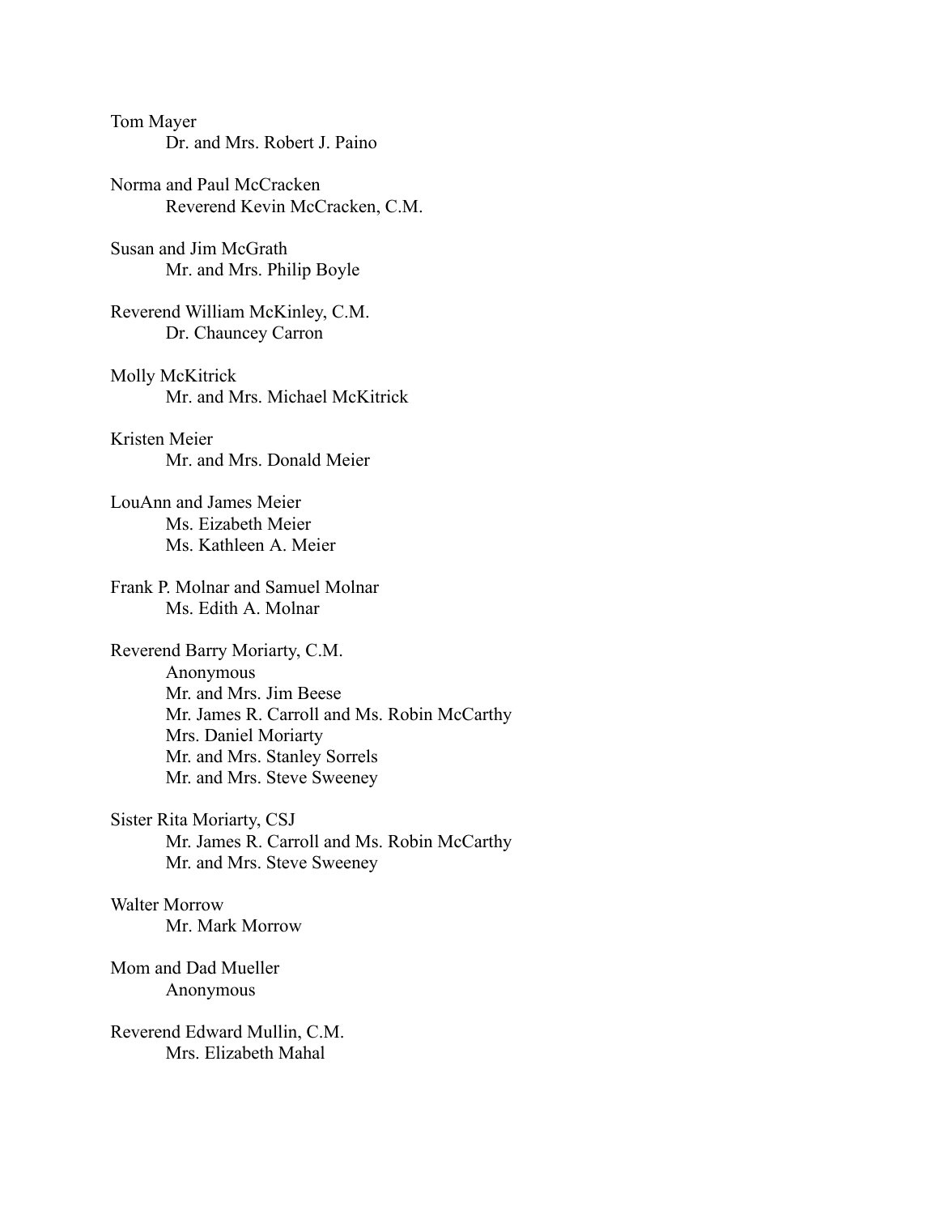Tom Mayer
  Dr. and Mrs. Robert J. Paino

Norma and Paul McCracken
  Reverend Kevin McCracken, C.M.

Susan and Jim McGrath
  Mr. and Mrs. Philip Boyle

Reverend William McKinley, C.M.
  Dr. Chauncey Carron

Molly McKitrick
  Mr. and Mrs. Michael McKitrick

Kristen Meier
  Mr. and Mrs. Donald Meier

LouAnn and James Meier
  Ms. Eizabeth Meier
  Ms. Kathleen A. Meier

Frank P. Molnar and Samuel Molnar
  Ms. Edith A. Molnar

Reverend Barry Moriarty, C.M.
  Anonymous
  Mr. and Mrs. Jim Beese
  Mr. James R. Carroll and Ms. Robin McCarthy
  Mrs. Daniel Moriarty
  Mr. and Mrs. Stanley Sorrels
  Mr. and Mrs. Steve Sweeney

Sister Rita Moriarty, CSJ
  Mr. James R. Carroll and Ms. Robin McCarthy
  Mr. and Mrs. Steve Sweeney

Walter Morrow
  Mr. Mark Morrow

Mom and Dad Mueller
  Anonymous

Reverend Edward Mullin, C.M.
  Mrs. Elizabeth Mahal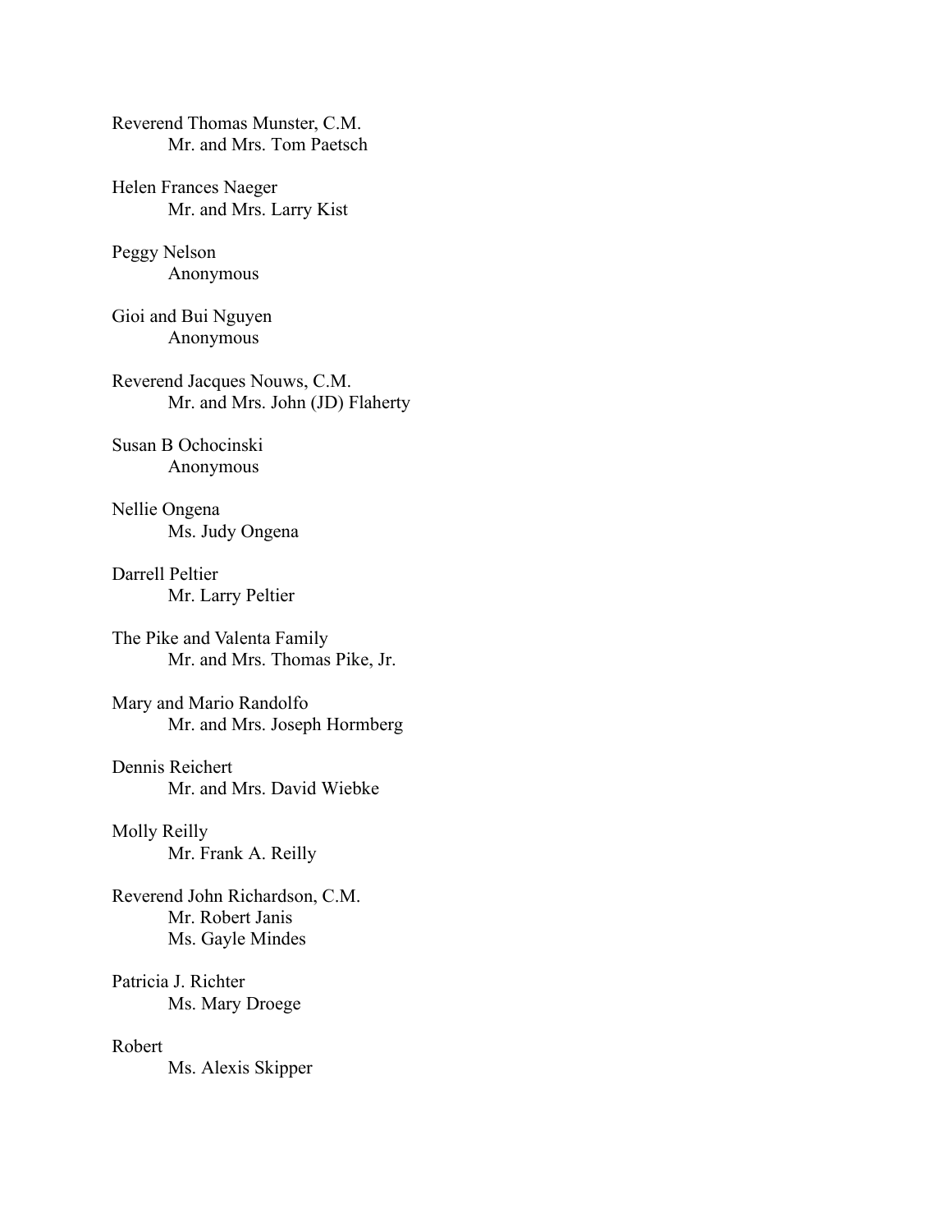Reverend Thomas Munster, C.M.
   Mr. and Mrs. Tom Paetsch

Helen Frances Naeger
   Mr. and Mrs. Larry Kist

Peggy Nelson
   Anonymous

Gioi and Bui Nguyen
   Anonymous

Reverend Jacques Nouws, C.M.
   Mr. and Mrs. John (JD) Flaherty

Susan B Ochocinski
   Anonymous

Nellie Ongena
   Ms. Judy Ongena

Darrell Peltier
   Mr. Larry Peltier

The Pike and Valenta Family
   Mr. and Mrs. Thomas Pike, Jr.

Mary and Mario Randolfo
   Mr. and Mrs. Joseph Hormberg

Dennis Reichert
   Mr. and Mrs. David Wiebke

Molly Reilly
   Mr. Frank A. Reilly

Reverend John Richardson, C.M.
   Mr. Robert Janis
   Ms. Gayle Mindes

Patricia J. Richter
   Ms. Mary Droege

Robert
   Ms. Alexis Skipper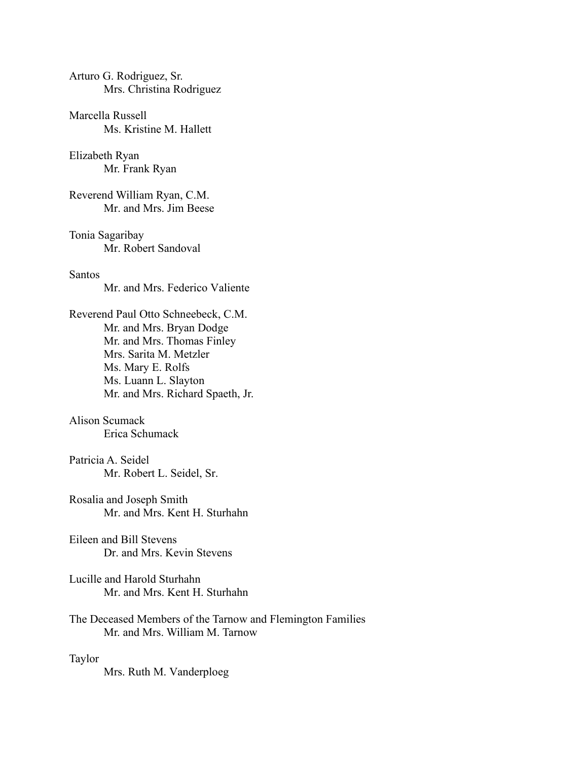Arturo G. Rodriguez, Sr.
    Mrs. Christina Rodriguez

Marcella Russell
    Ms. Kristine M. Hallett

Elizabeth Ryan
    Mr. Frank Ryan

Reverend William Ryan, C.M.
    Mr. and Mrs. Jim Beese

Tonia Sagaribay
    Mr. Robert Sandoval

Santos
    Mr. and Mrs. Federico Valiente

Reverend Paul Otto Schneebeck, C.M.
    Mr. and Mrs. Bryan Dodge
    Mr. and Mrs. Thomas Finley
    Mrs. Sarita M. Metzler
    Ms. Mary E. Rolfs
    Ms. Luann L. Slayton
    Mr. and Mrs. Richard Spaeth, Jr.

Alison Scumack
    Erica Schumack

Patricia A. Seidel
    Mr. Robert L. Seidel, Sr.

Rosalia and Joseph Smith
    Mr. and Mrs. Kent H. Sturhahn

Eileen and Bill Stevens
    Dr. and Mrs. Kevin Stevens

Lucille and Harold Sturhahn
    Mr. and Mrs. Kent H. Sturhahn

The Deceased Members of the Tarnow and Flemington Families
    Mr. and Mrs. William M. Tarnow

Taylor
    Mrs. Ruth M. Vanderploeg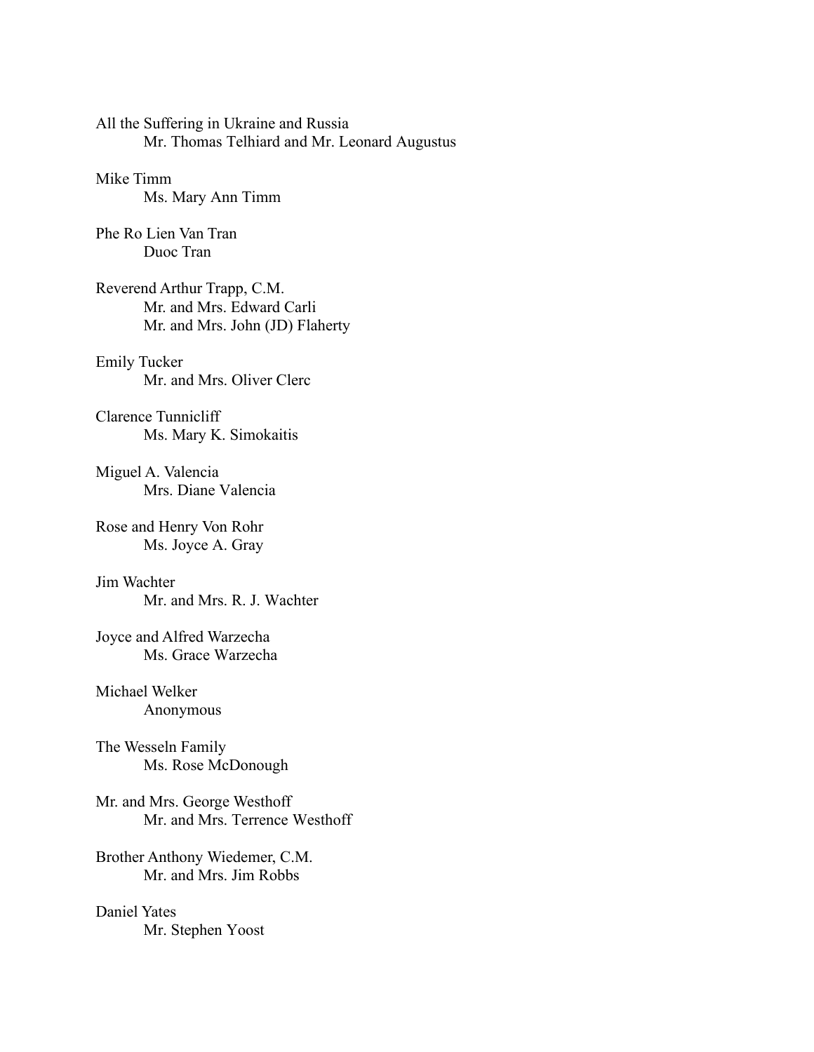All the Suffering in Ukraine and Russia
    Mr. Thomas Telhiard and Mr. Leonard Augustus

Mike Timm
    Ms. Mary Ann Timm

Phe Ro Lien Van Tran
    Duoc Tran

Reverend Arthur Trapp, C.M.
    Mr. and Mrs. Edward Carli
    Mr. and Mrs. John (JD) Flaherty

Emily Tucker
    Mr. and Mrs. Oliver Clerc

Clarence Tunnicliff
    Ms. Mary K. Simokaitis

Miguel A. Valencia
    Mrs. Diane Valencia

Rose and Henry Von Rohr
    Ms. Joyce A. Gray

Jim Wachter
    Mr. and Mrs. R. J. Wachter

Joyce and Alfred Warzecha
    Ms. Grace Warzecha

Michael Welker
    Anonymous

The Wesseln Family
    Ms. Rose McDonough

Mr. and Mrs. George Westhoff
    Mr. and Mrs. Terrence Westhoff

Brother Anthony Wiedemer, C.M.
    Mr. and Mrs. Jim Robbs

Daniel Yates
    Mr. Stephen Yoost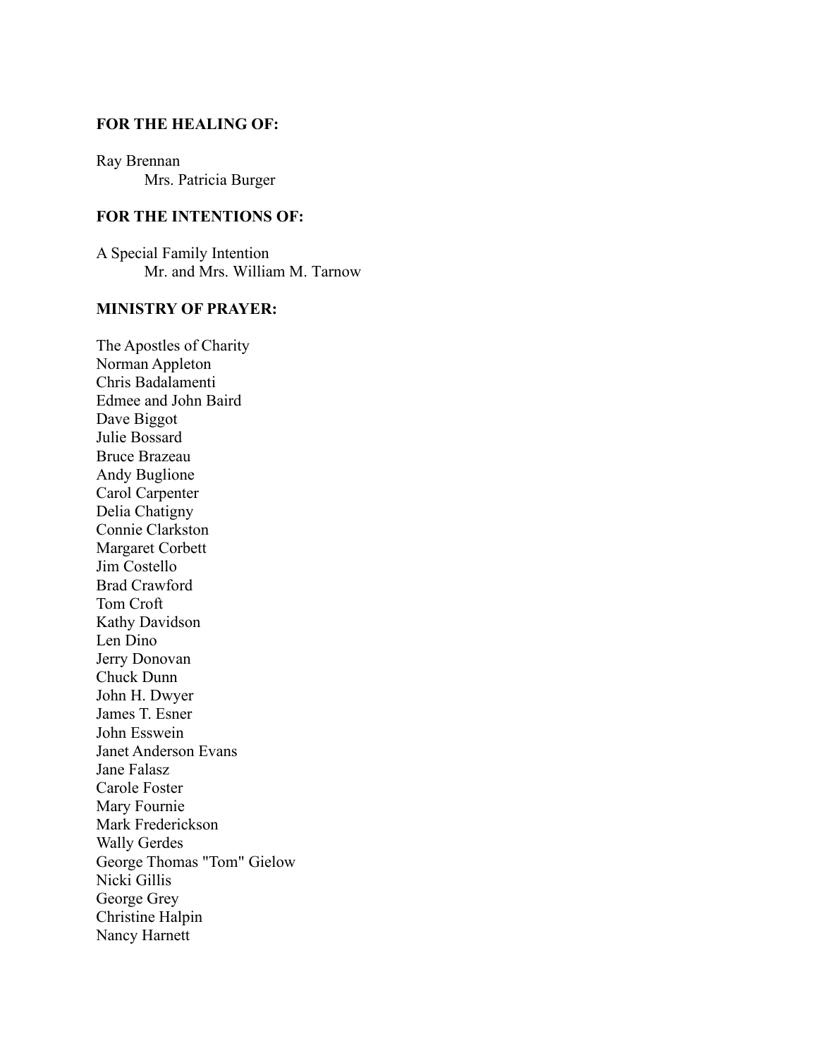**FOR THE HEALING OF:**

Ray Brennan
Mrs. Patricia Burger

**FOR THE INTENTIONS OF:**

A Special Family Intention
Mr. and Mrs. William M. Tarnow

**MINISTRY OF PRAYER:**

The Apostles of Charity
Norman Appleton
Chris Badalamenti
Edmee and John Baird
Dave Biggot
Julie Bossard
Bruce Brazeau
Andy Buglione
Carol Carpenter
Delia Chatigny
Connie Clarkston
Margaret Corbett
Jim Costello
Brad Crawford
Tom Croft
Kathy Davidson
Len Dino
Jerry Donovan
Chuck Dunn
John H. Dwyer
James T. Esner
John Esswein
Janet Anderson Evans
Jane Falasz
Carole Foster
Mary Fournie
Mark Frederickson
Wally Gerdes
George Thomas "Tom" Gielow
Nicki Gillis
George Grey
Christine Halpin
Nancy Harnett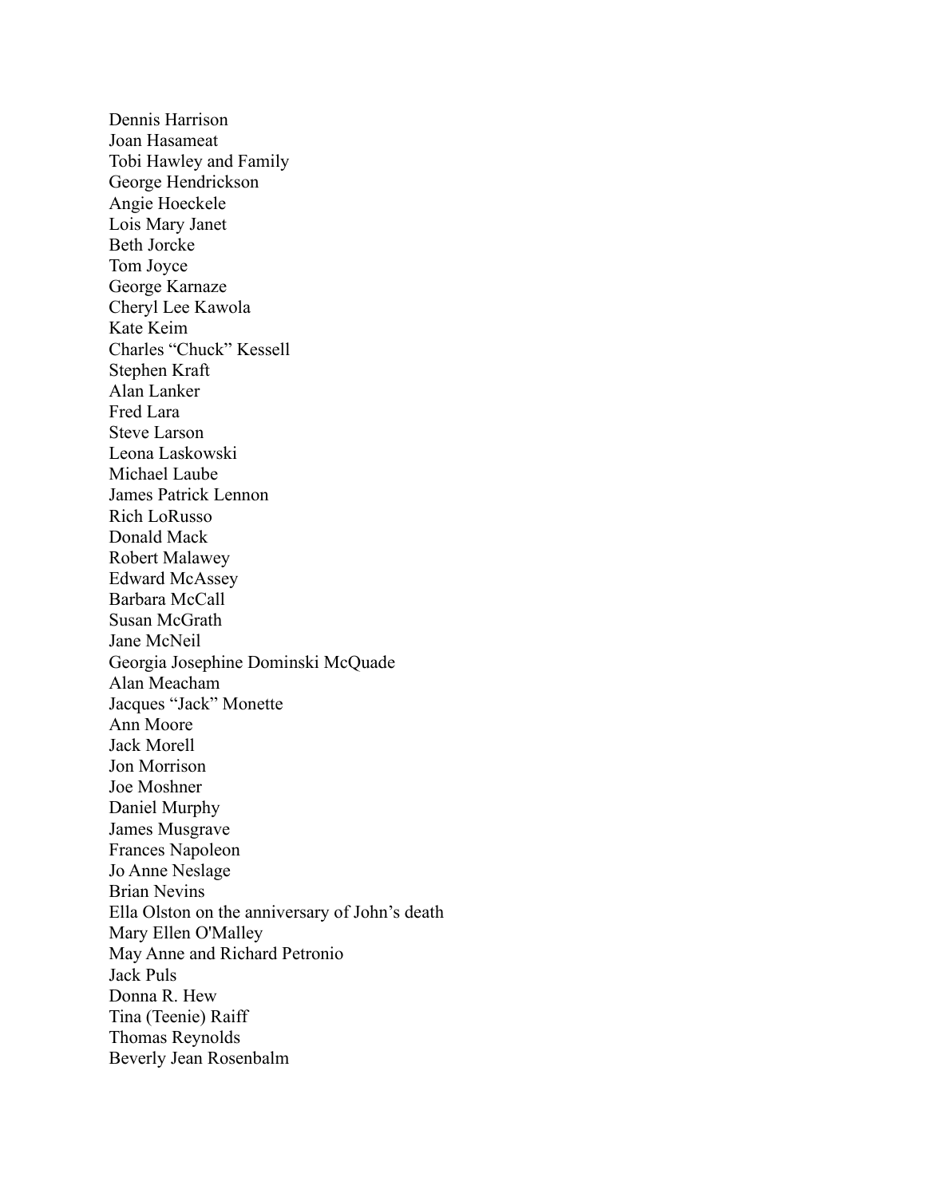Dennis Harrison
Joan Hasameat
Tobi Hawley and Family
George Hendrickson
Angie Hoeckele
Lois Mary Janet
Beth Jorcke
Tom Joyce
George Karnaze
Cheryl Lee Kawola
Kate Keim
Charles “Chuck” Kessell
Stephen Kraft
Alan Lanker
Fred Lara
Steve Larson
Leona Laskowski
Michael Laube
James Patrick Lennon
Rich LoRusso
Donald Mack
Robert Malawey
Edward McAssey
Barbara McCall
Susan McGrath
Jane McNeil
Georgia Josephine Dominski McQuade
Alan Meacham
Jacques “Jack” Monette
Ann Moore
Jack Morell
Jon Morrison
Joe Moshner
Daniel Murphy
James Musgrave
Frances Napoleon
Jo Anne Neslage
Brian Nevins
Ella Olston on the anniversary of John’s death
Mary Ellen O'Malley
May Anne and Richard Petronio
Jack Puls
Donna R. Hew
Tina (Teenie) Raiff
Thomas Reynolds
Beverly Jean Rosenbalm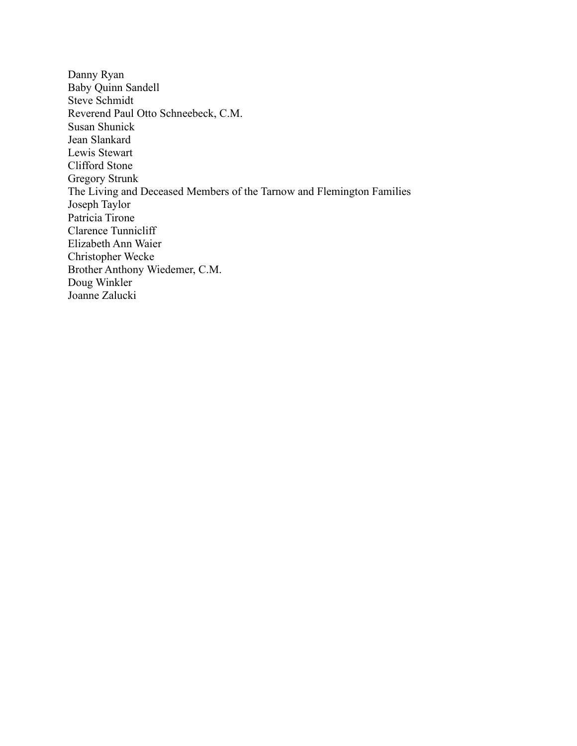Danny Ryan
Baby Quinn Sandell
Steve Schmidt
Reverend Paul Otto Schneebeck, C.M.
Susan Shunick
Jean Slankard
Lewis Stewart
Clifford Stone
Gregory Strunk
The Living and Deceased Members of the Tarnow and Flemington Families
Joseph Taylor
Patricia Tirone
Clarence Tunnicliff
Elizabeth Ann Waier
Christopher Wecke
Brother Anthony Wiedemer, C.M.
Doug Winkler
Joanne Zalucki